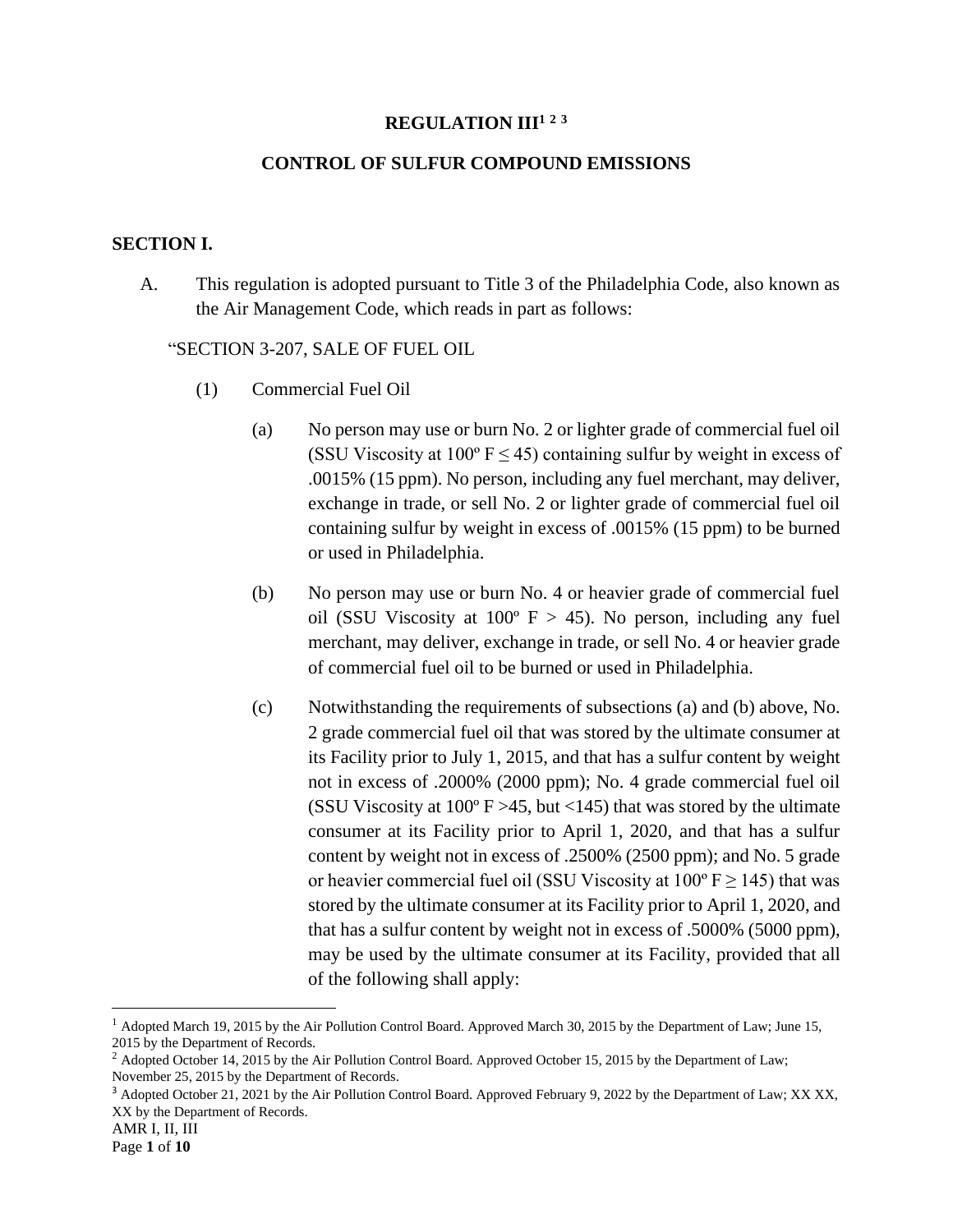# REGULATION III[1] [2] [3]

## CONTROL OF SULFUR COMPOUND EMISSIONS

### SECTION I.

A. This regulation is adopted pursuant to Title 3 of the Philadelphia Code, also known as the Air Management Code, which reads in part as follows:

"SECTION 3-207, SALE OF FUEL OIL

(1) Commercial Fuel Oil

(a) No person may use or burn No. 2 or lighter grade of commercial fuel oil (SSU Viscosity at 100º F ≤ 45) containing sulfur by weight in excess of .0015% (15 ppm). No person, including any fuel merchant, may deliver, exchange in trade, or sell No. 2 or lighter grade of commercial fuel oil containing sulfur by weight in excess of .0015% (15 ppm) to be burned or used in Philadelphia.

(b) No person may use or burn No. 4 or heavier grade of commercial fuel oil (SSU Viscosity at 100º F > 45). No person, including any fuel merchant, may deliver, exchange in trade, or sell No. 4 or heavier grade of commercial fuel oil to be burned or used in Philadelphia.

(c) Notwithstanding the requirements of subsections (a) and (b) above, No. 2 grade commercial fuel oil that was stored by the ultimate consumer at its Facility prior to July 1, 2015, and that has a sulfur content by weight not in excess of .2000% (2000 ppm); No. 4 grade commercial fuel oil (SSU Viscosity at 100º F >45, but <145) that was stored by the ultimate consumer at its Facility prior to April 1, 2020, and that has a sulfur content by weight not in excess of .2500% (2500 ppm); and No. 5 grade or heavier commercial fuel oil (SSU Viscosity at 100º F ≥ 145) that was stored by the ultimate consumer at its Facility prior to April 1, 2020, and that has a sulfur content by weight not in excess of .5000% (5000 ppm), may be used by the ultimate consumer at its Facility, provided that all of the following shall apply:

---

[1] Adopted March 19, 2015 by the Air Pollution Control Board. Approved March 30, 2015 by the Department of Law; June 15, 2015 by the Department of Records.

[2] Adopted October 14, 2015 by the Air Pollution Control Board. Approved October 15, 2015 by the Department of Law; November 25, 2015 by the Department of Records.

[3] Adopted October 21, 2021 by the Air Pollution Control Board. Approved February 9, 2022 by the Department of Law; XX XX, XX by the Department of Records.

AMR I, II, III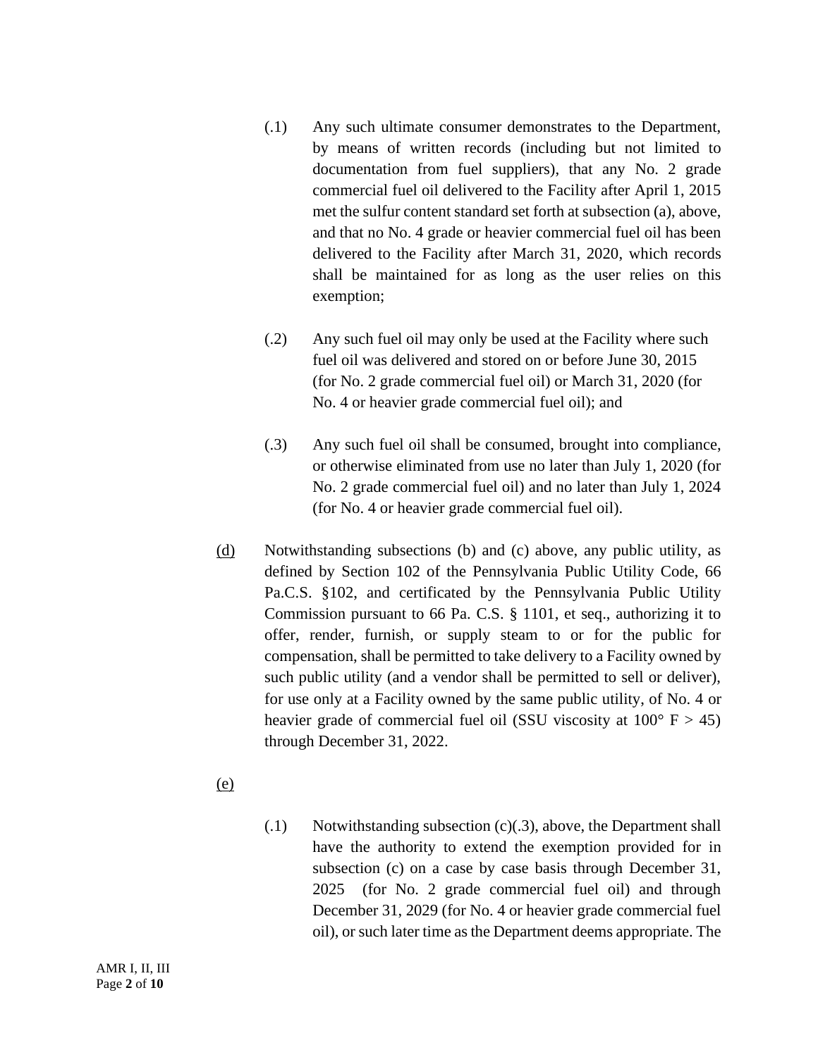(.1) Any such ultimate consumer demonstrates to the Department, by means of written records (including but not limited to documentation from fuel suppliers), that any No. 2 grade commercial fuel oil delivered to the Facility after April 1, 2015 met the sulfur content standard set forth at subsection (a), above, and that no No. 4 grade or heavier commercial fuel oil has been delivered to the Facility after March 31, 2020, which records shall be maintained for as long as the user relies on this exemption;

(.2) Any such fuel oil may only be used at the Facility where such fuel oil was delivered and stored on or before June 30, 2015 (for No. 2 grade commercial fuel oil) or March 31, 2020 (for No. 4 or heavier grade commercial fuel oil); and

(.3) Any such fuel oil shall be consumed, brought into compliance, or otherwise eliminated from use no later than July 1, 2020 (for No. 2 grade commercial fuel oil) and no later than July 1, 2024 (for No. 4 or heavier grade commercial fuel oil).

<u>(d)</u> Notwithstanding subsections (b) and (c) above, any public utility, as defined by Section 102 of the Pennsylvania Public Utility Code, 66 Pa.C.S. §102, and certificated by the Pennsylvania Public Utility Commission pursuant to 66 Pa. C.S. § 1101, et seq., authorizing it to offer, render, furnish, or supply steam to or for the public for compensation, shall be permitted to take delivery to a Facility owned by such public utility (and a vendor shall be permitted to sell or deliver), for use only at a Facility owned by the same public utility, of No. 4 or heavier grade of commercial fuel oil (SSU viscosity at 100° F > 45) through December 31, 2022.

<u>(e)</u>

(.1) Notwithstanding subsection (c)(.3), above, the Department shall have the authority to extend the exemption provided for in subsection (c) on a case by case basis through December 31, 2025 (for No. 2 grade commercial fuel oil) and through December 31, 2029 (for No. 4 or heavier grade commercial fuel oil), or such later time as the Department deems appropriate. The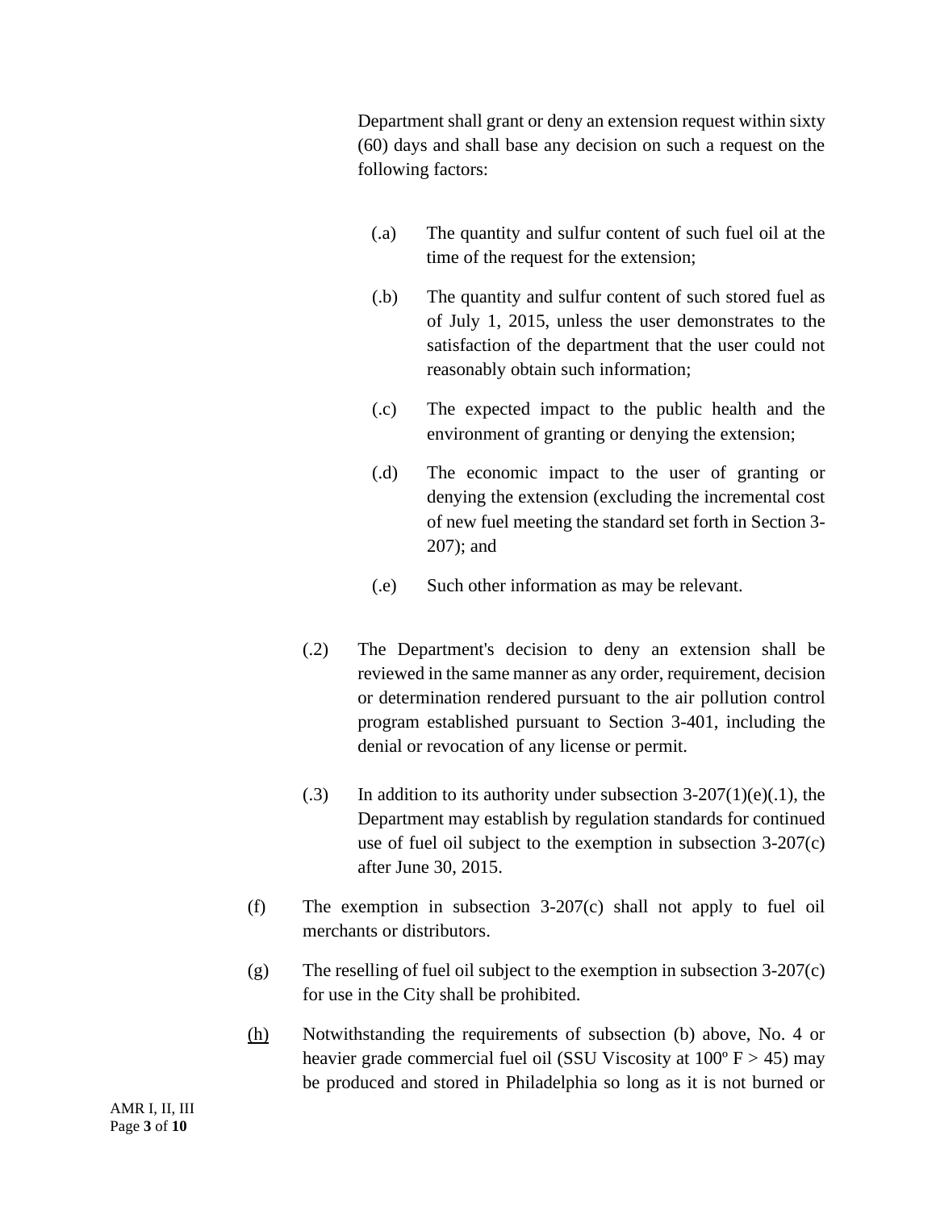Department shall grant or deny an extension request within sixty (60) days and shall base any decision on such a request on the following factors:

(.a) The quantity and sulfur content of such fuel oil at the time of the request for the extension;

(.b) The quantity and sulfur content of such stored fuel as of July 1, 2015, unless the user demonstrates to the satisfaction of the department that the user could not reasonably obtain such information;

(.c) The expected impact to the public health and the environment of granting or denying the extension;

(.d) The economic impact to the user of granting or denying the extension (excluding the incremental cost of new fuel meeting the standard set forth in Section 3-207); and

(.e) Such other information as may be relevant.

(.2) The Department's decision to deny an extension shall be reviewed in the same manner as any order, requirement, decision or determination rendered pursuant to the air pollution control program established pursuant to Section 3-401, including the denial or revocation of any license or permit.

(.3) In addition to its authority under subsection 3-207(1)(e)(.1), the Department may establish by regulation standards for continued use of fuel oil subject to the exemption in subsection 3-207(c) after June 30, 2015.

(f) The exemption in subsection 3-207(c) shall not apply to fuel oil merchants or distributors.

(g) The reselling of fuel oil subject to the exemption in subsection 3-207(c) for use in the City shall be prohibited.

<u>(h)</u> Notwithstanding the requirements of subsection (b) above, No. 4 or heavier grade commercial fuel oil (SSU Viscosity at 100º F > 45) may be produced and stored in Philadelphia so long as it is not burned or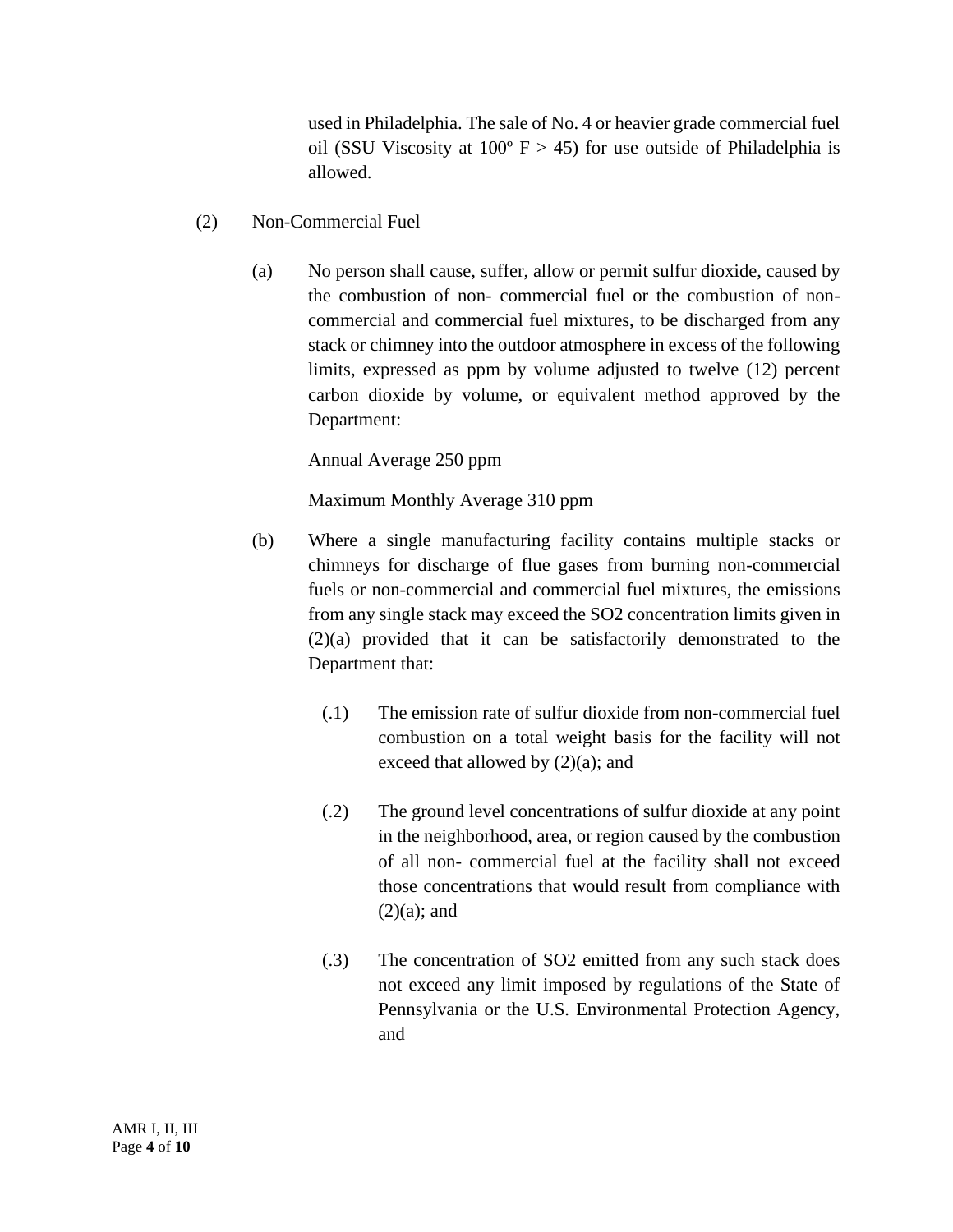used in Philadelphia. The sale of No. 4 or heavier grade commercial fuel oil (SSU Viscosity at 100º F > 45) for use outside of Philadelphia is allowed.

(2) Non-Commercial Fuel

(a) No person shall cause, suffer, allow or permit sulfur dioxide, caused by the combustion of non- commercial fuel or the combustion of non-commercial and commercial fuel mixtures, to be discharged from any stack or chimney into the outdoor atmosphere in excess of the following limits, expressed as ppm by volume adjusted to twelve (12) percent carbon dioxide by volume, or equivalent method approved by the Department:

Annual Average 250 ppm

Maximum Monthly Average 310 ppm

(b) Where a single manufacturing facility contains multiple stacks or chimneys for discharge of flue gases from burning non-commercial fuels or non-commercial and commercial fuel mixtures, the emissions from any single stack may exceed the $SO_2$ concentration limits given in (2)(a) provided that it can be satisfactorily demonstrated to the Department that:

(.1) The emission rate of sulfur dioxide from non-commercial fuel combustion on a total weight basis for the facility will not exceed that allowed by (2)(a); and

(.2) The ground level concentrations of sulfur dioxide at any point in the neighborhood, area, or region caused by the combustion of all non- commercial fuel at the facility shall not exceed those concentrations that would result from compliance with (2)(a); and

(.3) The concentration of $SO_2$ emitted from any such stack does not exceed any limit imposed by regulations of the State of Pennsylvania or the U.S. Environmental Protection Agency, and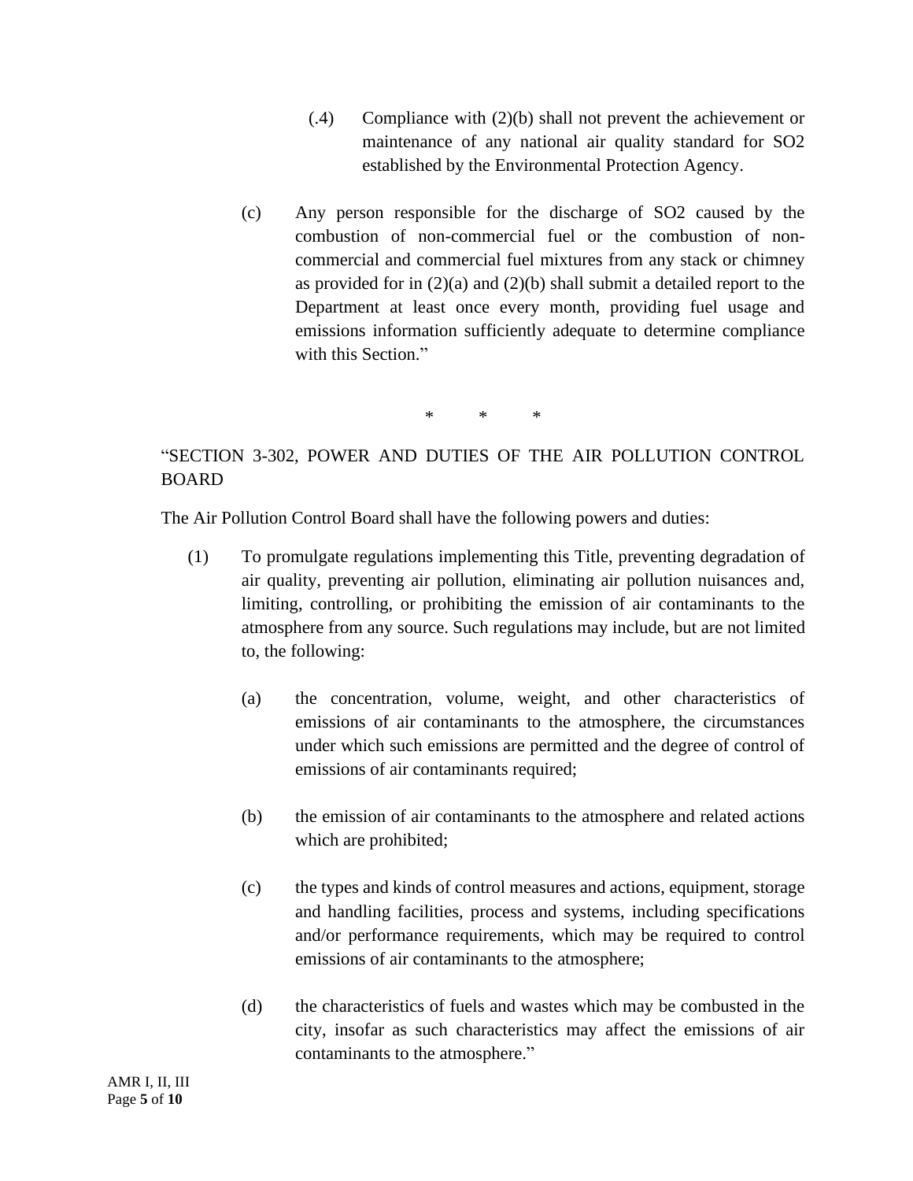(.4) Compliance with (2)(b) shall not prevent the achievement or maintenance of any national air quality standard for $SO_2$ established by the Environmental Protection Agency.

(c) Any person responsible for the discharge of $SO_2$ caused by the combustion of non-commercial fuel or the combustion of non-commercial and commercial fuel mixtures from any stack or chimney as provided for in (2)(a) and (2)(b) shall submit a detailed report to the Department at least once every month, providing fuel usage and emissions information sufficiently adequate to determine compliance with this Section."

\*          \*          \*

"SECTION 3-302, POWER AND DUTIES OF THE AIR POLLUTION CONTROL BOARD

The Air Pollution Control Board shall have the following powers and duties:

(1) To promulgate regulations implementing this Title, preventing degradation of air quality, preventing air pollution, eliminating air pollution nuisances and, limiting, controlling, or prohibiting the emission of air contaminants to the atmosphere from any source. Such regulations may include, but are not limited to, the following:

(a) the concentration, volume, weight, and other characteristics of emissions of air contaminants to the atmosphere, the circumstances under which such emissions are permitted and the degree of control of emissions of air contaminants required;

(b) the emission of air contaminants to the atmosphere and related actions which are prohibited;

(c) the types and kinds of control measures and actions, equipment, storage and handling facilities, process and systems, including specifications and/or performance requirements, which may be required to control emissions of air contaminants to the atmosphere;

(d) the characteristics of fuels and wastes which may be combusted in the city, insofar as such characteristics may affect the emissions of air contaminants to the atmosphere."

AMR I, II, III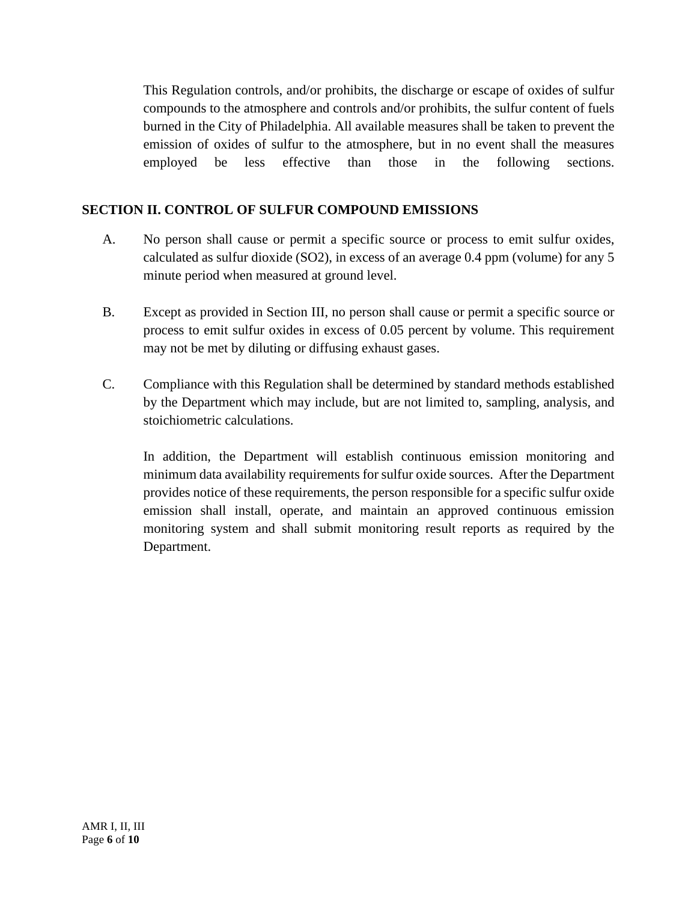This Regulation controls, and/or prohibits, the discharge or escape of oxides of sulfur compounds to the atmosphere and controls and/or prohibits, the sulfur content of fuels burned in the City of Philadelphia. All available measures shall be taken to prevent the emission of oxides of sulfur to the atmosphere, but in no event shall the measures employed be less effective than those in the following sections.

**SECTION II. CONTROL OF SULFUR COMPOUND EMISSIONS**

A. No person shall cause or permit a specific source or process to emit sulfur oxides, calculated as sulfur dioxide ($SO_2$), in excess of an average 0.4 ppm (volume) for any 5 minute period when measured at ground level.

B. Except as provided in Section III, no person shall cause or permit a specific source or process to emit sulfur oxides in excess of 0.05 percent by volume. This requirement may not be met by diluting or diffusing exhaust gases.

C. Compliance with this Regulation shall be determined by standard methods established by the Department which may include, but are not limited to, sampling, analysis, and stoichiometric calculations.

   In addition, the Department will establish continuous emission monitoring and minimum data availability requirements for sulfur oxide sources. After the Department provides notice of these requirements, the person responsible for a specific sulfur oxide emission shall install, operate, and maintain an approved continuous emission monitoring system and shall submit monitoring result reports as required by the Department.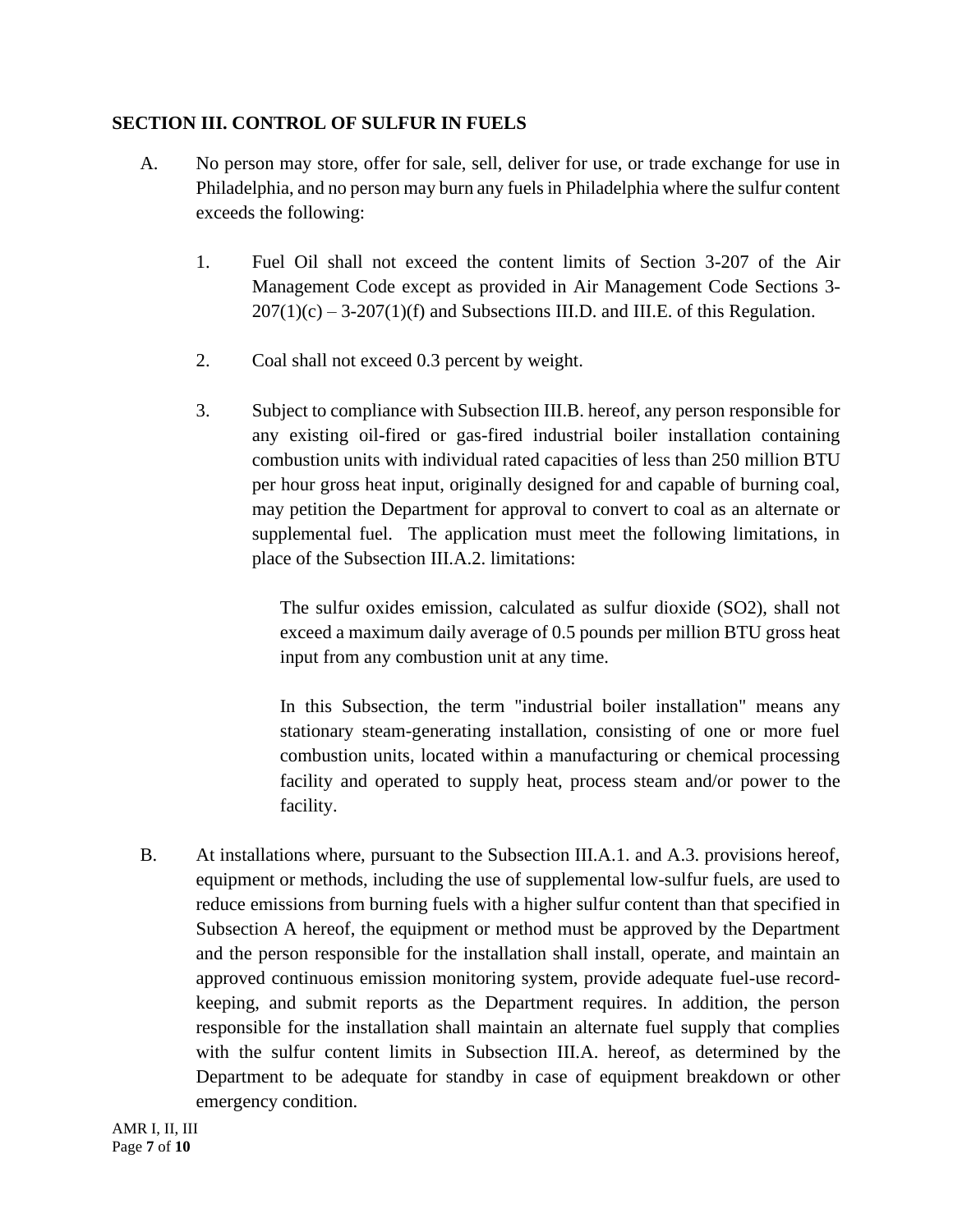## SECTION III. CONTROL OF SULFUR IN FUELS

A. No person may store, offer for sale, sell, deliver for use, or trade exchange for use in Philadelphia, and no person may burn any fuels in Philadelphia where the sulfur content exceeds the following:

   1. Fuel Oil shall not exceed the content limits of Section 3-207 of the Air Management Code except as provided in Air Management Code Sections 3-207(1)(c) – 3-207(1)(f) and Subsections III.D. and III.E. of this Regulation.

   2. Coal shall not exceed 0.3 percent by weight.

   3. Subject to compliance with Subsection III.B. hereof, any person responsible for any existing oil-fired or gas-fired industrial boiler installation containing combustion units with individual rated capacities of less than 250 million BTU per hour gross heat input, originally designed for and capable of burning coal, may petition the Department for approval to convert to coal as an alternate or supplemental fuel. The application must meet the following limitations, in place of the Subsection III.A.2. limitations:

      The sulfur oxides emission, calculated as sulfur dioxide ($SO_2$), shall not exceed a maximum daily average of 0.5 pounds per million BTU gross heat input from any combustion unit at any time.

      In this Subsection, the term "industrial boiler installation" means any stationary steam-generating installation, consisting of one or more fuel combustion units, located within a manufacturing or chemical processing facility and operated to supply heat, process steam and/or power to the facility.

B. At installations where, pursuant to the Subsection III.A.1. and A.3. provisions hereof, equipment or methods, including the use of supplemental low-sulfur fuels, are used to reduce emissions from burning fuels with a higher sulfur content than that specified in Subsection A hereof, the equipment or method must be approved by the Department and the person responsible for the installation shall install, operate, and maintain an approved continuous emission monitoring system, provide adequate fuel-use record-keeping, and submit reports as the Department requires. In addition, the person responsible for the installation shall maintain an alternate fuel supply that complies with the sulfur content limits in Subsection III.A. hereof, as determined by the Department to be adequate for standby in case of equipment breakdown or other emergency condition.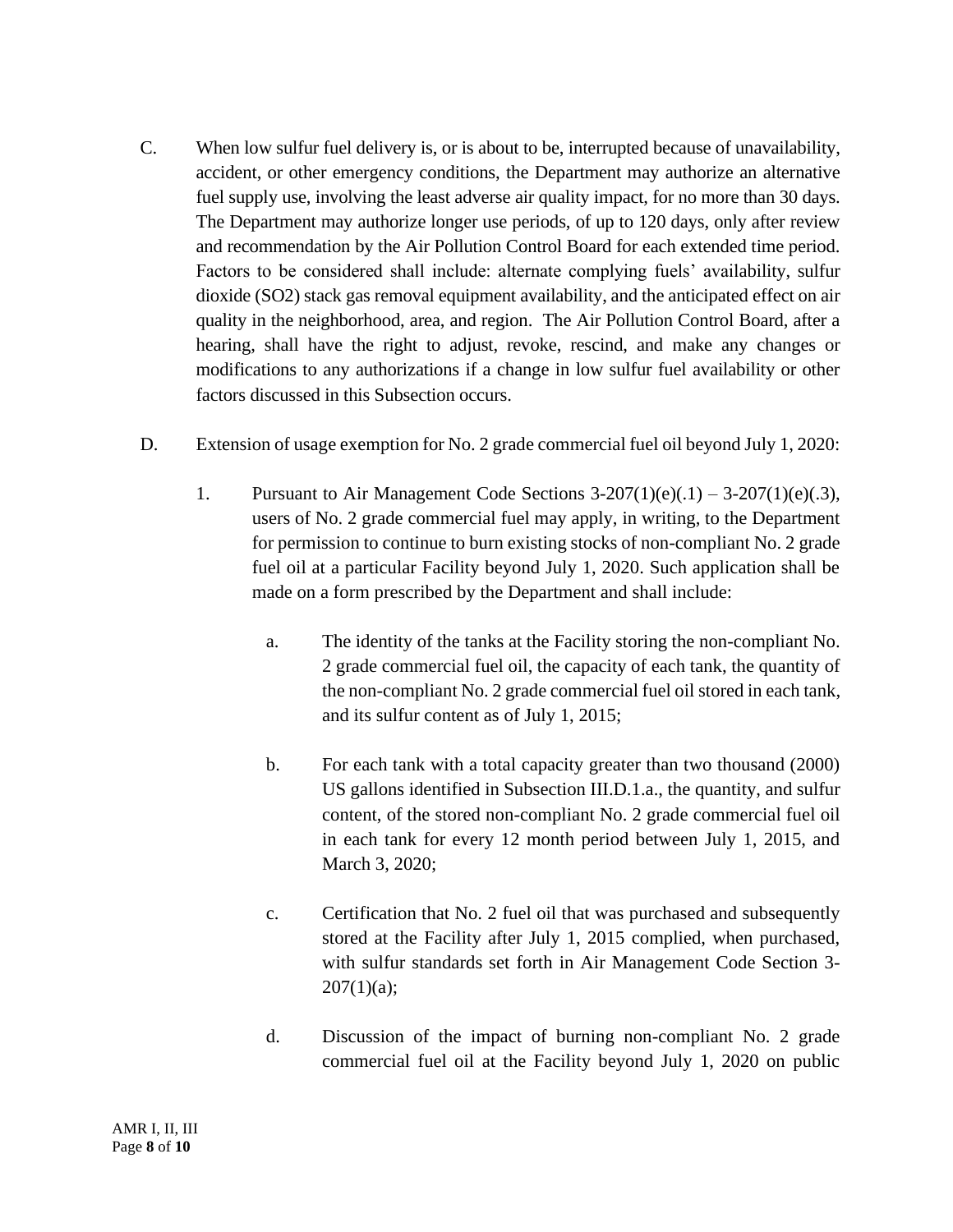C. When low sulfur fuel delivery is, or is about to be, interrupted because of unavailability, accident, or other emergency conditions, the Department may authorize an alternative fuel supply use, involving the least adverse air quality impact, for no more than 30 days. The Department may authorize longer use periods, of up to 120 days, only after review and recommendation by the Air Pollution Control Board for each extended time period. Factors to be considered shall include: alternate complying fuels' availability, sulfur dioxide ($SO_2$) stack gas removal equipment availability, and the anticipated effect on air quality in the neighborhood, area, and region. The Air Pollution Control Board, after a hearing, shall have the right to adjust, revoke, rescind, and make any changes or modifications to any authorizations if a change in low sulfur fuel availability or other factors discussed in this Subsection occurs.

D. Extension of usage exemption for No. 2 grade commercial fuel oil beyond July 1, 2020:

1. Pursuant to Air Management Code Sections 3-207(1)(e)(.1) – 3-207(1)(e)(.3), users of No. 2 grade commercial fuel may apply, in writing, to the Department for permission to continue to burn existing stocks of non-compliant No. 2 grade fuel oil at a particular Facility beyond July 1, 2020. Such application shall be made on a form prescribed by the Department and shall include:

   a. The identity of the tanks at the Facility storing the non-compliant No. 2 grade commercial fuel oil, the capacity of each tank, the quantity of the non-compliant No. 2 grade commercial fuel oil stored in each tank, and its sulfur content as of July 1, 2015;

   b. For each tank with a total capacity greater than two thousand (2000) US gallons identified in Subsection III.D.1.a., the quantity, and sulfur content, of the stored non-compliant No. 2 grade commercial fuel oil in each tank for every 12 month period between July 1, 2015, and March 3, 2020;

   c. Certification that No. 2 fuel oil that was purchased and subsequently stored at the Facility after July 1, 2015 complied, when purchased, with sulfur standards set forth in Air Management Code Section 3-207(1)(a);

   d. Discussion of the impact of burning non-compliant No. 2 grade commercial fuel oil at the Facility beyond July 1, 2020 on public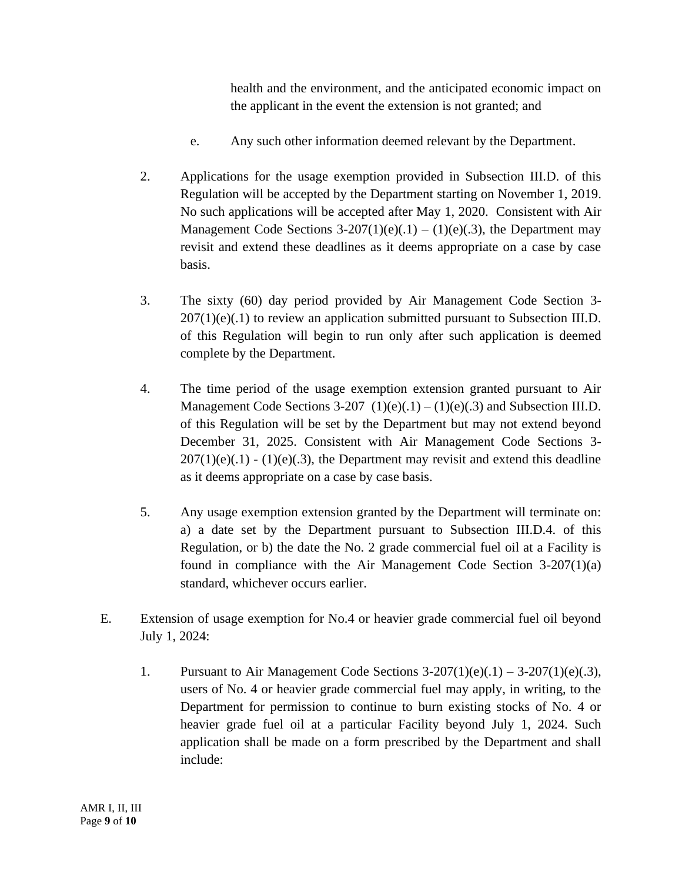health and the environment, and the anticipated economic impact on the applicant in the event the extension is not granted; and

e. Any such other information deemed relevant by the Department.

2. Applications for the usage exemption provided in Subsection III.D. of this Regulation will be accepted by the Department starting on November 1, 2019. No such applications will be accepted after May 1, 2020. Consistent with Air Management Code Sections 3-207(1)(e)(.1) – (1)(e)(.3), the Department may revisit and extend these deadlines as it deems appropriate on a case by case basis.

3. The sixty (60) day period provided by Air Management Code Section 3-207(1)(e)(.1) to review an application submitted pursuant to Subsection III.D. of this Regulation will begin to run only after such application is deemed complete by the Department.

4. The time period of the usage exemption extension granted pursuant to Air Management Code Sections 3-207 (1)(e)(.1) – (1)(e)(.3) and Subsection III.D. of this Regulation will be set by the Department but may not extend beyond December 31, 2025. Consistent with Air Management Code Sections 3-207(1)(e)(.1) - (1)(e)(.3), the Department may revisit and extend this deadline as it deems appropriate on a case by case basis.

5. Any usage exemption extension granted by the Department will terminate on: a) a date set by the Department pursuant to Subsection III.D.4. of this Regulation, or b) the date the No. 2 grade commercial fuel oil at a Facility is found in compliance with the Air Management Code Section 3-207(1)(a) standard, whichever occurs earlier.

E. Extension of usage exemption for No.4 or heavier grade commercial fuel oil beyond July 1, 2024:

1. Pursuant to Air Management Code Sections 3-207(1)(e)(.1) – 3-207(1)(e)(.3), users of No. 4 or heavier grade commercial fuel may apply, in writing, to the Department for permission to continue to burn existing stocks of No. 4 or heavier grade fuel oil at a particular Facility beyond July 1, 2024. Such application shall be made on a form prescribed by the Department and shall include: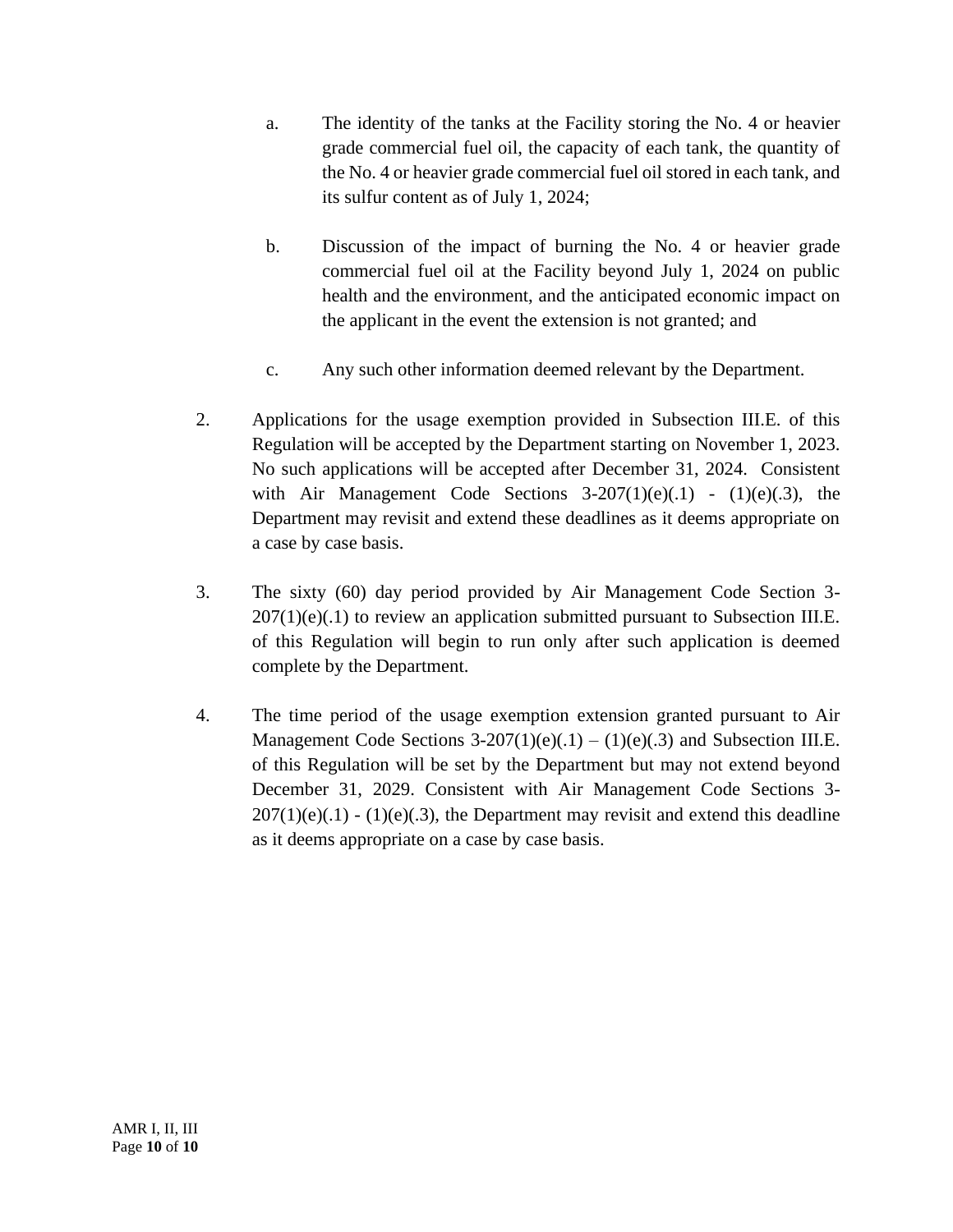a. The identity of the tanks at the Facility storing the No. 4 or heavier grade commercial fuel oil, the capacity of each tank, the quantity of the No. 4 or heavier grade commercial fuel oil stored in each tank, and its sulfur content as of July 1, 2024;

b. Discussion of the impact of burning the No. 4 or heavier grade commercial fuel oil at the Facility beyond July 1, 2024 on public health and the environment, and the anticipated economic impact on the applicant in the event the extension is not granted; and

c. Any such other information deemed relevant by the Department.

2. Applications for the usage exemption provided in Subsection III.E. of this Regulation will be accepted by the Department starting on November 1, 2023. No such applications will be accepted after December 31, 2024. Consistent with Air Management Code Sections 3-207(1)(e)(.1) - (1)(e)(.3), the Department may revisit and extend these deadlines as it deems appropriate on a case by case basis.

3. The sixty (60) day period provided by Air Management Code Section 3-207(1)(e)(.1) to review an application submitted pursuant to Subsection III.E. of this Regulation will begin to run only after such application is deemed complete by the Department.

4. The time period of the usage exemption extension granted pursuant to Air Management Code Sections 3-207(1)(e)(.1) – (1)(e)(.3) and Subsection III.E. of this Regulation will be set by the Department but may not extend beyond December 31, 2029. Consistent with Air Management Code Sections 3-207(1)(e)(.1) - (1)(e)(.3), the Department may revisit and extend this deadline as it deems appropriate on a case by case basis.